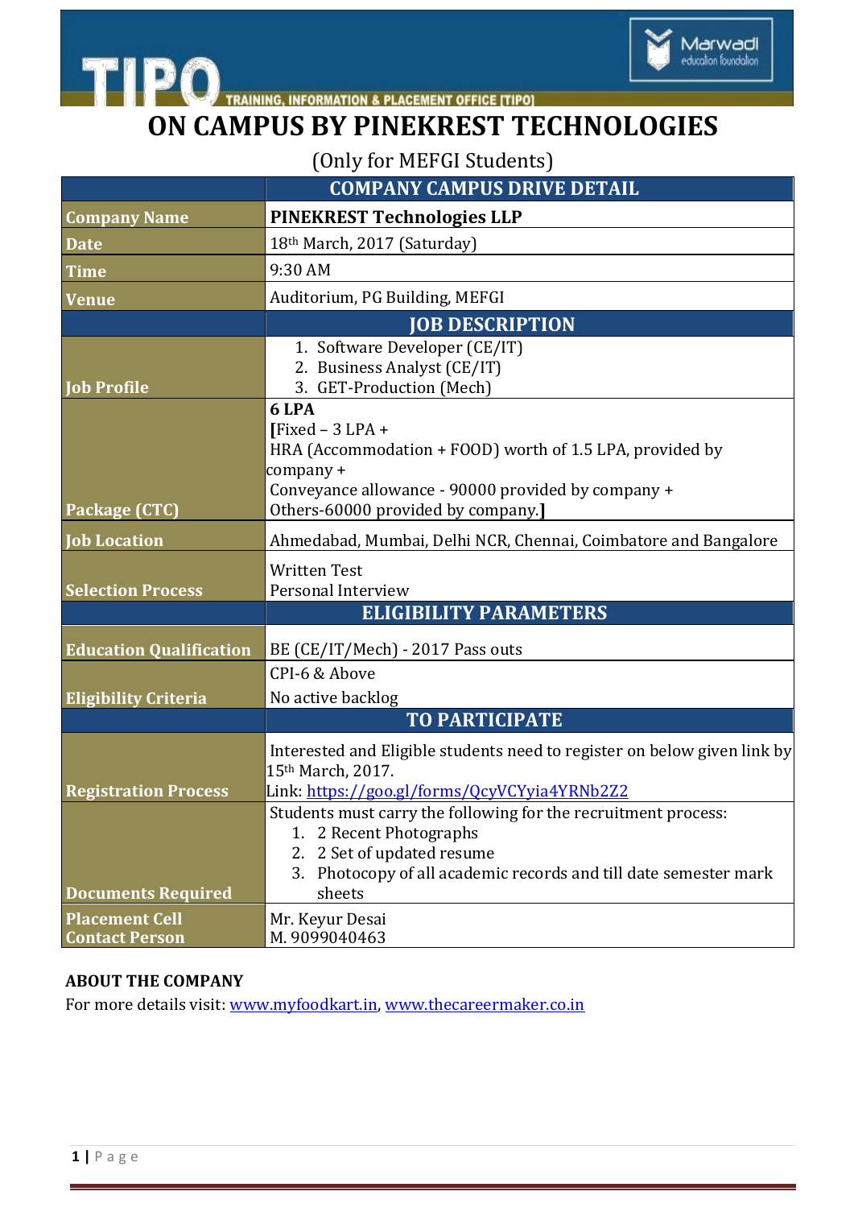# ON CAMPUS BY PINEKREST TECHNOLOGIES

(Only for MEFGI Students)

| | COMPANY CAMPUS DRIVE DETAIL |
|---|---|
| **Company Name** | **PINEKREST Technologies LLP** |
| **Date** | 18th March, 2017 (Saturday) |
| **Time** | 9:30 AM |
| **Venue** | Auditorium, PG Building, MEFGI |
| | **JOB DESCRIPTION** |
| **Job Profile** | 1. Software Developer (CE/IT)<br>2. Business Analyst (CE/IT)<br>3. GET-Production (Mech) |
| **Package (CTC)** | **6 LPA**<br>**[**Fixed – 3 LPA +<br>HRA (Accommodation + FOOD) worth of 1.5 LPA, provided by company +<br>Conveyance allowance - 90000 provided by company +<br>Others-60000 provided by company.**]** |
| **Job Location** | Ahmedabad, Mumbai, Delhi NCR, Chennai, Coimbatore and Bangalore |
| **Selection Process** | Written Test<br>Personal Interview |
| | **ELIGIBILITY PARAMETERS** |
| **Education Qualification** | BE (CE/IT/Mech) - 2017 Pass outs |
| **Eligibility Criteria** | CPI-6 & Above<br>No active backlog |
| | **TO PARTICIPATE** |
| **Registration Process** | Interested and Eligible students need to register on below given link by 15th March, 2017.<br>Link: https://goo.gl/forms/QcyVCYyia4YRNb2Z2 |
| **Documents Required** | Students must carry the following for the recruitment process:<br>1. 2 Recent Photographs<br>2. 2 Set of updated resume<br>3. Photocopy of all academic records and till date semester mark sheets |
| **Placement Cell Contact Person** | Mr. Keyur Desai<br>M. 9099040463 |

**ABOUT THE COMPANY**

For more details visit: www.myfoodkart.in, www.thecareermaker.co.in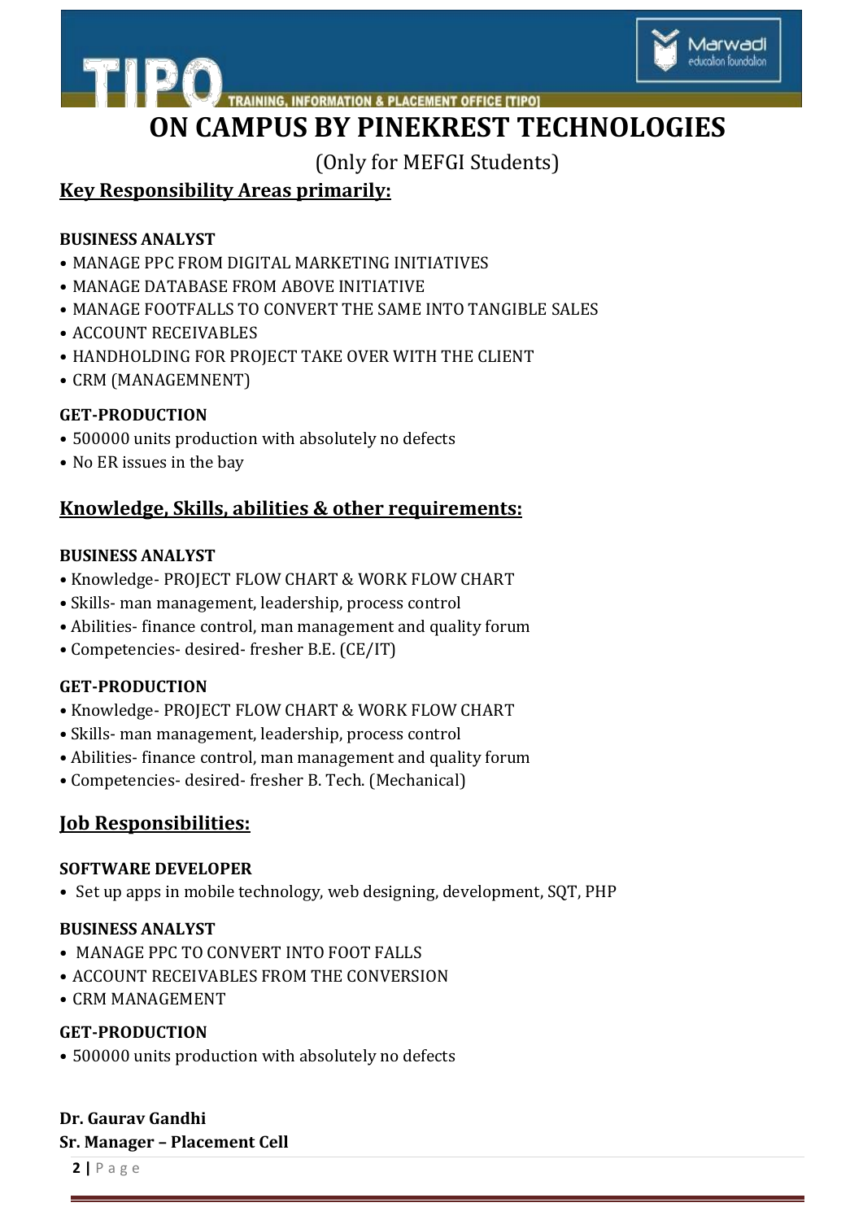# ON CAMPUS BY PINEKREST TECHNOLOGIES

(Only for MEFGI Students)

## Key Responsibility Areas primarily:

**BUSINESS ANALYST**

- MANAGE PPC FROM DIGITAL MARKETING INITIATIVES
- MANAGE DATABASE FROM ABOVE INITIATIVE
- MANAGE FOOTFALLS TO CONVERT THE SAME INTO TANGIBLE SALES
- ACCOUNT RECEIVABLES
- HANDHOLDING FOR PROJECT TAKE OVER WITH THE CLIENT
- CRM (MANAGEMNENT)

**GET-PRODUCTION**

- 500000 units production with absolutely no defects
- No ER issues in the bay

## Knowledge, Skills, abilities & other requirements:

**BUSINESS ANALYST**

- Knowledge- PROJECT FLOW CHART & WORK FLOW CHART
- Skills- man management, leadership, process control
- Abilities- finance control, man management and quality forum
- Competencies- desired- fresher B.E. (CE/IT)

**GET-PRODUCTION**

- Knowledge- PROJECT FLOW CHART & WORK FLOW CHART
- Skills- man management, leadership, process control
- Abilities- finance control, man management and quality forum
- Competencies- desired- fresher B. Tech. (Mechanical)

## Job Responsibilities:

**SOFTWARE DEVELOPER**

- Set up apps in mobile technology, web designing, development, SQT, PHP

**BUSINESS ANALYST**

- MANAGE PPC TO CONVERT INTO FOOT FALLS
- ACCOUNT RECEIVABLES FROM THE CONVERSION
- CRM MANAGEMENT

**GET-PRODUCTION**

- 500000 units production with absolutely no defects

**Dr. Gaurav Gandhi**
**Sr. Manager – Placement Cell**